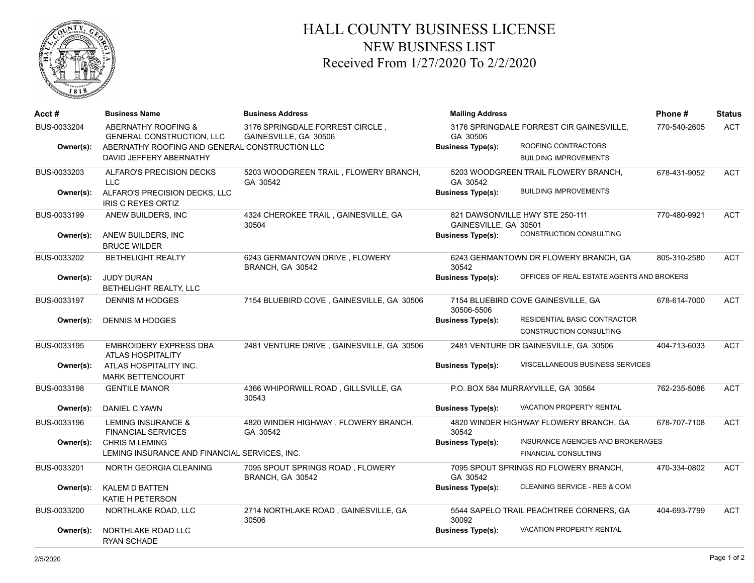# HALL COUNTY BUSINESS LICENSE
## NEW BUSINESS LIST
### Received From 1/27/2020 To 2/2/2020

| Acct # | Business Name | Business Address | Mailing Address | Phone # | Status |
|---|---|---|---|---|---|
| BUS-0033204 | ABERNATHY ROOFING & GENERAL CONSTRUCTION, LLC | 3176 SPRINGDALE FORREST CIRCLE , GAINESVILLE, GA 30506 | 3176 SPRINGDALE FORREST CIR GAINESVILLE, GA 30506 | 770-540-2605 | ACT |
| **Owner(s):** | ABERNATHY ROOFING AND GENERAL CONSTRUCTION LLC<br>DAVID JEFFERY ABERNATHY | | **Business Type(s):** ROOFING CONTRACTORS<br>BUILDING IMPROVEMENTS | | |
| BUS-0033203 | ALFARO'S PRECISION DECKS LLC | 5203 WOODGREEN TRAIL , FLOWERY BRANCH, GA 30542 | 5203 WOODGREEN TRAIL FLOWERY BRANCH, GA 30542 | 678-431-9052 | ACT |
| **Owner(s):** | ALFARO'S PRECISION DECKS, LLC<br>IRIS C REYES ORTIZ | | **Business Type(s):** BUILDING IMPROVEMENTS | | |
| BUS-0033199 | ANEW BUILDERS, INC | 4324 CHEROKEE TRAIL , GAINESVILLE, GA 30504 | 821 DAWSONVILLE HWY STE 250-111 GAINESVILLE, GA 30501 | 770-480-9921 | ACT |
| **Owner(s):** | ANEW BUILDERS, INC<br>BRUCE WILDER | | **Business Type(s):** CONSTRUCTION CONSULTING | | |
| BUS-0033202 | BETHELIGHT REALTY | 6243 GERMANTOWN DRIVE , FLOWERY BRANCH, GA 30542 | 6243 GERMANTOWN DR FLOWERY BRANCH, GA 30542 | 805-310-2580 | ACT |
| **Owner(s):** | JUDY DURAN<br>BETHELIGHT REALTY, LLC | | **Business Type(s):** OFFICES OF REAL ESTATE AGENTS AND BROKERS | | |
| BUS-0033197 | DENNIS M HODGES | 7154 BLUEBIRD COVE , GAINESVILLE, GA 30506 | 7154 BLUEBIRD COVE GAINESVILLE, GA 30506-5506 | 678-614-7000 | ACT |
| **Owner(s):** | DENNIS M HODGES | | **Business Type(s):** RESIDENTIAL BASIC CONTRACTOR<br>CONSTRUCTION CONSULTING | | |
| BUS-0033195 | EMBROIDERY EXPRESS DBA ATLAS HOSPITALITY | 2481 VENTURE DRIVE , GAINESVILLE, GA 30506 | 2481 VENTURE DR GAINESVILLE, GA 30506 | 404-713-6033 | ACT |
| **Owner(s):** | ATLAS HOSPITALITY INC.<br>MARK BETTENCOURT | | **Business Type(s):** MISCELLANEOUS BUSINESS SERVICES | | |
| BUS-0033198 | GENTILE MANOR | 4366 WHIPORWILL ROAD , GILLSVILLE, GA 30543 | P.O. BOX 584 MURRAYVILLE, GA 30564 | 762-235-5086 | ACT |
| **Owner(s):** | DANIEL C YAWN | | **Business Type(s):** VACATION PROPERTY RENTAL | | |
| BUS-0033196 | LEMING INSURANCE & FINANCIAL SERVICES | 4820 WINDER HIGHWAY , FLOWERY BRANCH, GA 30542 | 4820 WINDER HIGHWAY FLOWERY BRANCH, GA 30542 | 678-707-7108 | ACT |
| **Owner(s):** | CHRIS M LEMING<br>LEMING INSURANCE AND FINANCIAL SERVICES, INC. | | **Business Type(s):** INSURANCE AGENCIES AND BROKERAGES<br>FINANCIAL CONSULTING | | |
| BUS-0033201 | NORTH GEORGIA CLEANING | 7095 SPOUT SPRINGS ROAD , FLOWERY BRANCH, GA 30542 | 7095 SPOUT SPRINGS RD FLOWERY BRANCH, GA 30542 | 470-334-0802 | ACT |
| **Owner(s):** | KALEM D BATTEN<br>KATIE H PETERSON | | **Business Type(s):** CLEANING SERVICE - RES & COM | | |
| BUS-0033200 | NORTHLAKE ROAD, LLC | 2714 NORTHLAKE ROAD , GAINESVILLE, GA 30506 | 5544 SAPELO TRAIL PEACHTREE CORNERS, GA 30092 | 404-693-7799 | ACT |
| **Owner(s):** | NORTHLAKE ROAD LLC<br>RYAN SCHADE | | **Business Type(s):** VACATION PROPERTY RENTAL | | |

2/5/2020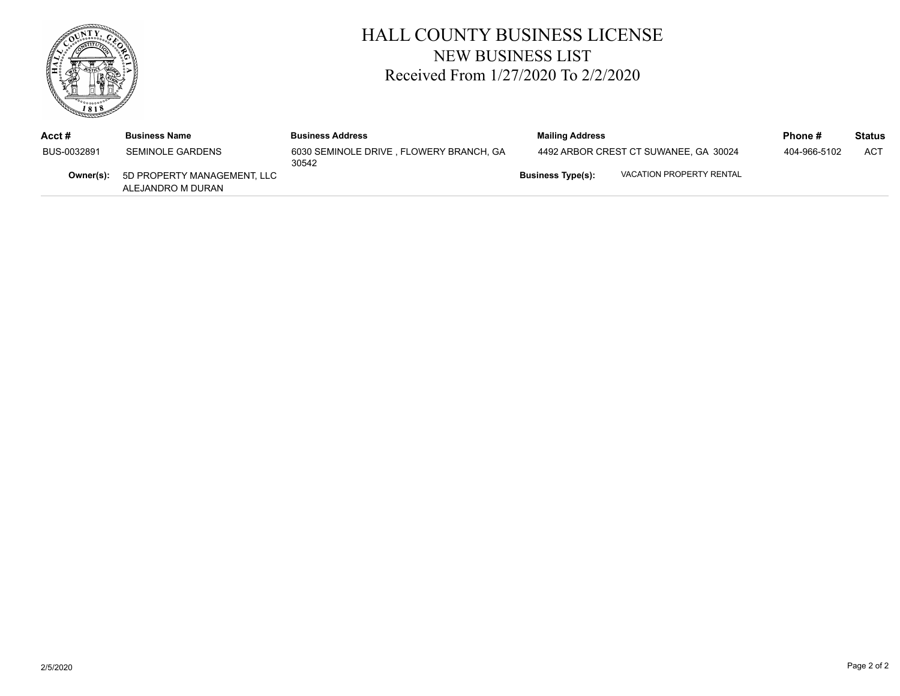# HALL COUNTY BUSINESS LICENSE
## NEW BUSINESS LIST
## Received From 1/27/2020 To 2/2/2020

| Acct # | Business Name | Business Address | Mailing Address | Phone # | Status |
|---|---|---|---|---|---|
| BUS-0032891 | SEMINOLE GARDENS | 6030 SEMINOLE DRIVE , FLOWERY BRANCH, GA 30542 | 4492 ARBOR CREST CT SUWANEE, GA 30024 | 404-966-5102 | ACT |
| **Owner(s):** | 5D PROPERTY MANAGEMENT, LLC<br>ALEJANDRO M DURAN | | **Business Type(s):** VACATION PROPERTY RENTAL | | |

2/5/2020